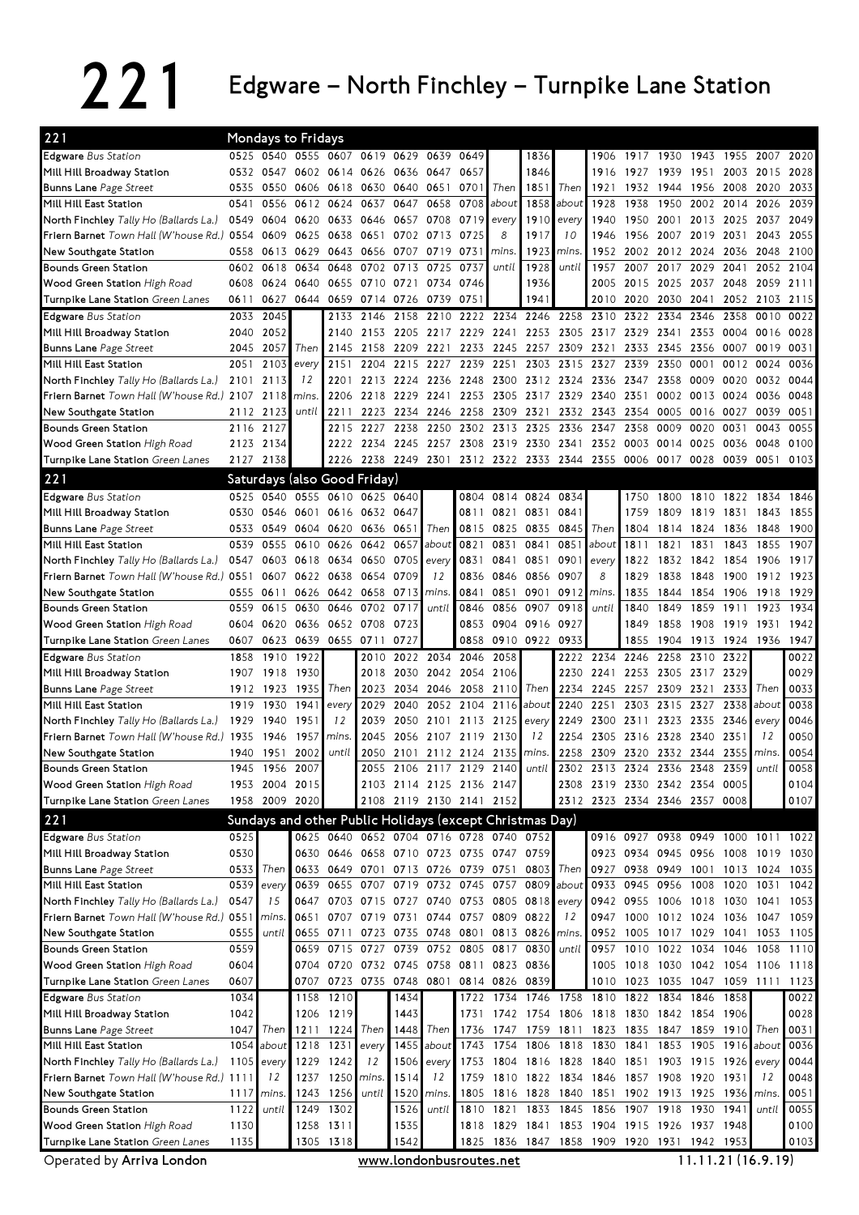# 221 Edgware – North Finchley – Turnpike Lane Station

## Mondays to Fridays

| 221 | | | | | | | | | | | | | | | | | | | |
|---|---|---|---|---|---|---|---|---|---|---|---|---|---|---|---|---|---|---|---|
| **Edgware** Bus Station | 0525 | 0540 | 0555 | 0607 | 0619 | 0629 | 0639 | 0649 | | 1836 | | 1906 | 1917 | 1930 | 1943 | 1955 | 2007 | 2020 |
| Mill Hill Broadway Station | 0532 | 0547 | 0602 | 0614 | 0626 | 0636 | 0647 | 0657 | | 1846 | | 1916 | 1927 | 1939 | 1951 | 2003 | 2015 | 2028 |
| **Bunns Lane** Page Street | 0535 | 0550 | 0606 | 0618 | 0630 | 0640 | 0651 | 0701 | Then | 1851 | Then | 1921 | 1932 | 1944 | 1956 | 2008 | 2020 | 2033 |
| Mill Hill East Station | 0541 | 0556 | 0612 | 0624 | 0637 | 0647 | 0658 | 0708 | about | 1858 | about | 1928 | 1938 | 1950 | 2002 | 2014 | 2026 | 2039 |
| **North Finchley** Tally Ho (Ballards La.) | 0549 | 0604 | 0620 | 0633 | 0646 | 0657 | 0708 | 0719 | every | 1910 | every | 1940 | 1950 | 2001 | 2013 | 2025 | 2037 | 2049 |
| **Friern Barnet** Town Hall (W'house Rd.) | 0554 | 0609 | 0625 | 0638 | 0651 | 0702 | 0713 | 0725 | 8 | 1917 | 10 | 1946 | 1956 | 2007 | 2019 | 2031 | 2043 | 2055 |
| **New Southgate Station** | 0558 | 0613 | 0629 | 0643 | 0656 | 0707 | 0719 | 0731 | mins. | 1923 | mins. | 1952 | 2002 | 2012 | 2024 | 2036 | 2048 | 2100 |
| **Bounds Green Station** | 0602 | 0618 | 0634 | 0648 | 0702 | 0713 | 0725 | 0737 | until | 1928 | until | 1957 | 2007 | 2017 | 2029 | 2041 | 2052 | 2104 |
| **Wood Green Station** High Road | 0608 | 0624 | 0640 | 0655 | 0710 | 0721 | 0734 | 0746 | | 1936 | | 2005 | 2015 | 2025 | 2037 | 2048 | 2059 | 2111 |
| **Turnpike Lane Station** Green Lanes | 0611 | 0627 | 0644 | 0659 | 0714 | 0726 | 0739 | 0751 | | 1941 | | 2010 | 2020 | 2030 | 2041 | 2052 | 2103 | 2115 |

| 221 | | | | | | | | | | | | | | | | | | | |
|---|---|---|---|---|---|---|---|---|---|---|---|---|---|---|---|---|---|---|---|
| **Edgware** Bus Station | 2033 | 2045 | | 2133 | 2146 | 2158 | 2210 | 2222 | 2234 | 2246 | 2258 | 2310 | 2322 | 2334 | 2346 | 2358 | 0010 | 0022 |
| Mill Hill Broadway Station | 2040 | 2052 | | 2140 | 2153 | 2205 | 2217 | 2229 | 2241 | 2253 | 2305 | 2317 | 2329 | 2341 | 2353 | 0004 | 0016 | 0028 |
| **Bunns Lane** Page Street | 2045 | 2057 | Then | 2145 | 2158 | 2209 | 2221 | 2233 | 2245 | 2257 | 2309 | 2321 | 2333 | 2345 | 2356 | 0007 | 0019 | 0031 |
| Mill Hill East Station | 2051 | 2103 | every | 2151 | 2204 | 2215 | 2227 | 2239 | 2251 | 2303 | 2315 | 2327 | 2339 | 2350 | 0001 | 0012 | 0024 | 0036 |
| **North Finchley** Tally Ho (Ballards La.) | 2101 | 2113 | 12 | 2201 | 2213 | 2224 | 2236 | 2248 | 2300 | 2312 | 2324 | 2336 | 2347 | 2358 | 0009 | 0020 | 0032 | 0044 |
| **Friern Barnet** Town Hall (W'house Rd.) | 2107 | 2118 | mins. | 2206 | 2218 | 2229 | 2241 | 2253 | 2305 | 2317 | 2329 | 2340 | 2351 | 0002 | 0013 | 0024 | 0036 | 0048 |
| **New Southgate Station** | 2112 | 2123 | until | 2211 | 2223 | 2234 | 2246 | 2258 | 2309 | 2321 | 2332 | 2343 | 2354 | 0005 | 0016 | 0027 | 0039 | 0051 |
| **Bounds Green Station** | 2116 | 2127 | | 2215 | 2227 | 2238 | 2250 | 2302 | 2313 | 2325 | 2336 | 2347 | 2358 | 0009 | 0020 | 0031 | 0043 | 0055 |
| **Wood Green Station** High Road | 2123 | 2134 | | 2222 | 2234 | 2245 | 2257 | 2308 | 2319 | 2330 | 2341 | 2352 | 0003 | 0014 | 0025 | 0036 | 0048 | 0100 |
| **Turnpike Lane Station** Green Lanes | 2127 | 2138 | | 2226 | 2238 | 2249 | 2301 | 2312 | 2322 | 2333 | 2344 | 2355 | 0006 | 0017 | 0028 | 0039 | 0051 | 0103 |

## Saturdays (also Good Friday)

| 221 | | | | | | | | | | | | | | | | | | | |
|---|---|---|---|---|---|---|---|---|---|---|---|---|---|---|---|---|---|---|---|
| **Edgware** Bus Station | 0525 | 0540 | 0555 | 0610 | 0625 | 0640 | | 0804 | 0814 | 0824 | 0834 | | 1750 | 1800 | 1810 | 1822 | 1834 | 1846 |
| Mill Hill Broadway Station | 0530 | 0546 | 0601 | 0616 | 0632 | 0647 | | 0811 | 0821 | 0831 | 0841 | | 1759 | 1809 | 1819 | 1831 | 1843 | 1855 |
| **Bunns Lane** Page Street | 0533 | 0549 | 0604 | 0620 | 0636 | 0651 | Then | 0815 | 0825 | 0835 | 0845 | Then | 1804 | 1814 | 1824 | 1836 | 1848 | 1900 |
| Mill Hill East Station | 0539 | 0555 | 0610 | 0626 | 0642 | 0657 | about | 0821 | 0831 | 0841 | 0851 | about | 1811 | 1821 | 1831 | 1843 | 1855 | 1907 |
| **North Finchley** Tally Ho (Ballards La.) | 0547 | 0603 | 0618 | 0634 | 0650 | 0705 | every | 0831 | 0841 | 0851 | 0901 | every | 1822 | 1832 | 1842 | 1854 | 1906 | 1917 |
| **Friern Barnet** Town Hall (W'house Rd.) | 0551 | 0607 | 0622 | 0638 | 0654 | 0709 | 12 | 0836 | 0846 | 0856 | 0907 | 8 | 1829 | 1838 | 1848 | 1900 | 1912 | 1923 |
| **New Southgate Station** | 0555 | 0611 | 0626 | 0642 | 0658 | 0713 | mins. | 0841 | 0851 | 0901 | 0912 | mins. | 1835 | 1844 | 1854 | 1906 | 1918 | 1929 |
| **Bounds Green Station** | 0559 | 0615 | 0630 | 0646 | 0702 | 0717 | until | 0846 | 0856 | 0907 | 0918 | until | 1840 | 1849 | 1859 | 1911 | 1923 | 1934 |
| **Wood Green Station** High Road | 0604 | 0620 | 0636 | 0652 | 0708 | 0723 | | 0853 | 0904 | 0916 | 0927 | | 1849 | 1858 | 1908 | 1919 | 1931 | 1942 |
| **Turnpike Lane Station** Green Lanes | 0607 | 0623 | 0639 | 0655 | 0711 | 0727 | | 0858 | 0910 | 0922 | 0933 | | 1855 | 1904 | 1913 | 1924 | 1936 | 1947 |

| 221 | | | | | | | | | | | | | | | | | | | |
|---|---|---|---|---|---|---|---|---|---|---|---|---|---|---|---|---|---|---|---|
| **Edgware** Bus Station | 1858 | 1910 | 1922 | | 2010 | 2022 | 2034 | 2046 | 2058 | | 2222 | 2234 | 2246 | 2258 | 2310 | 2322 | | 0022 |
| Mill Hill Broadway Station | 1907 | 1918 | 1930 | | 2018 | 2030 | 2042 | 2054 | 2106 | | 2230 | 2241 | 2253 | 2305 | 2317 | 2329 | | 0029 |
| **Bunns Lane** Page Street | 1912 | 1923 | 1935 | Then | 2023 | 2034 | 2046 | 2058 | 2110 | Then | 2234 | 2245 | 2257 | 2309 | 2321 | 2333 | Then | 0033 |
| Mill Hill East Station | 1919 | 1930 | 1941 | every | 2029 | 2040 | 2052 | 2104 | 2116 | about | 2240 | 2251 | 2303 | 2315 | 2327 | 2338 | about | 0038 |
| **North Finchley** Tally Ho (Ballards La.) | 1929 | 1940 | 1951 | 12 | 2039 | 2050 | 2101 | 2113 | 2125 | every | 2249 | 2300 | 2311 | 2323 | 2335 | 2346 | every | 0046 |
| **Friern Barnet** Town Hall (W'house Rd.) | 1935 | 1946 | 1957 | mins. | 2045 | 2056 | 2107 | 2119 | 2130 | 12 | 2254 | 2305 | 2316 | 2328 | 2340 | 2351 | 12 | 0050 |
| **New Southgate Station** | 1940 | 1951 | 2002 | until | 2050 | 2101 | 2112 | 2124 | 2135 | mins. | 2258 | 2309 | 2320 | 2332 | 2344 | 2355 | mins. | 0054 |
| **Bounds Green Station** | 1945 | 1956 | 2007 | | 2055 | 2106 | 2117 | 2129 | 2140 | until | 2302 | 2313 | 2324 | 2336 | 2348 | 2359 | until | 0058 |
| **Wood Green Station** High Road | 1953 | 2004 | 2015 | | 2103 | 2114 | 2125 | 2136 | 2147 | | 2308 | 2319 | 2330 | 2342 | 2354 | 0005 | | 0104 |
| **Turnpike Lane Station** Green Lanes | 1958 | 2009 | 2020 | | 2108 | 2119 | 2130 | 2141 | 2152 | | 2312 | 2323 | 2334 | 2346 | 2357 | 0008 | | 0107 |

## Sundays and other Public Holidays (except Christmas Day)

| 221 | | | | | | | | | | | | | | | | | | | |
|---|---|---|---|---|---|---|---|---|---|---|---|---|---|---|---|---|---|---|---|
| **Edgware** Bus Station | 0525 | | 0625 | 0640 | 0652 | 0704 | 0716 | 0728 | 0740 | 0752 | | 0916 | 0927 | 0938 | 0949 | 1000 | 1011 | 1022 |
| Mill Hill Broadway Station | 0530 | | 0630 | 0646 | 0658 | 0710 | 0723 | 0735 | 0747 | 0759 | | 0923 | 0934 | 0945 | 0956 | 1008 | 1019 | 1030 |
| **Bunns Lane** Page Street | 0533 | Then | 0633 | 0649 | 0701 | 0713 | 0726 | 0739 | 0751 | 0803 | Then | 0927 | 0938 | 0949 | 1001 | 1013 | 1024 | 1035 |
| Mill Hill East Station | 0539 | every | 0639 | 0655 | 0707 | 0719 | 0732 | 0745 | 0757 | 0809 | about | 0933 | 0945 | 0956 | 1008 | 1020 | 1031 | 1042 |
| **North Finchley** Tally Ho (Ballards La.) | 0547 | 15 | 0647 | 0703 | 0715 | 0727 | 0740 | 0753 | 0805 | 0818 | every | 0942 | 0955 | 1006 | 1018 | 1030 | 1041 | 1053 |
| **Friern Barnet** Town Hall (W'house Rd.) | 0551 | mins. | 0651 | 0707 | 0719 | 0731 | 0744 | 0757 | 0809 | 0822 | 12 | 0947 | 1000 | 1012 | 1024 | 1036 | 1047 | 1059 |
| **New Southgate Station** | 0555 | until | 0655 | 0711 | 0723 | 0735 | 0748 | 0801 | 0813 | 0826 | mins. | 0952 | 1005 | 1017 | 1029 | 1041 | 1053 | 1105 |
| **Bounds Green Station** | 0559 | | 0659 | 0715 | 0727 | 0739 | 0752 | 0805 | 0817 | 0830 | until | 0957 | 1010 | 1022 | 1034 | 1046 | 1058 | 1110 |
| **Wood Green Station** High Road | 0604 | | 0704 | 0720 | 0732 | 0745 | 0758 | 0811 | 0823 | 0836 | | 1005 | 1018 | 1030 | 1042 | 1054 | 1106 | 1118 |
| **Turnpike Lane Station** Green Lanes | 0607 | | 0707 | 0723 | 0735 | 0748 | 0801 | 0814 | 0826 | 0839 | | 1010 | 1023 | 1035 | 1047 | 1059 | 1111 | 1123 |

| 221 | | | | | | | | | | | | | | | | | | | |
|---|---|---|---|---|---|---|---|---|---|---|---|---|---|---|---|---|---|---|---|
| **Edgware** Bus Station | 1034 | | 1158 | 1210 | | 1434 | | 1722 | 1734 | 1746 | 1758 | 1810 | 1822 | 1834 | 1846 | 1858 | | 0022 |
| Mill Hill Broadway Station | 1042 | | 1206 | 1219 | | 1443 | | 1731 | 1742 | 1754 | 1806 | 1818 | 1830 | 1842 | 1854 | 1906 | | 0028 |
| **Bunns Lane** Page Street | 1047 | Then | 1211 | 1224 | Then | 1448 | Then | 1736 | 1747 | 1759 | 1811 | 1823 | 1835 | 1847 | 1859 | 1910 | Then | 0031 |
| Mill Hill East Station | 1054 | about | 1218 | 1231 | every | 1455 | about | 1743 | 1754 | 1806 | 1818 | 1830 | 1841 | 1853 | 1905 | 1916 | about | 0036 |
| **North Finchley** Tally Ho (Ballards La.) | 1105 | every | 1229 | 1242 | 12 | 1506 | every | 1753 | 1804 | 1816 | 1828 | 1840 | 1851 | 1903 | 1915 | 1926 | every | 0044 |
| **Friern Barnet** Town Hall (W'house Rd.) | 1111 | 12 | 1237 | 1250 | mins. | 1514 | 12 | 1759 | 1810 | 1822 | 1834 | 1846 | 1857 | 1908 | 1920 | 1931 | 12 | 0048 |
| **New Southgate Station** | 1117 | mins. | 1243 | 1256 | until | 1520 | mins. | 1805 | 1816 | 1828 | 1840 | 1851 | 1902 | 1913 | 1925 | 1936 | mins. | 0051 |
| **Bounds Green Station** | 1122 | until | 1249 | 1302 | | 1526 | until | 1810 | 1821 | 1833 | 1845 | 1856 | 1907 | 1918 | 1930 | 1941 | until | 0055 |
| **Wood Green Station** High Road | 1130 | | 1258 | 1311 | | 1535 | | 1818 | 1829 | 1841 | 1853 | 1904 | 1915 | 1926 | 1937 | 1948 | | 0100 |
| **Turnpike Lane Station** Green Lanes | 1135 | | 1305 | 1318 | | 1542 | | 1825 | 1836 | 1847 | 1858 | 1909 | 1920 | 1931 | 1942 | 1953 | | 0103 |

Operated by **Arriva London** www.londonbusroutes.net 11.11.21 (16.9.19)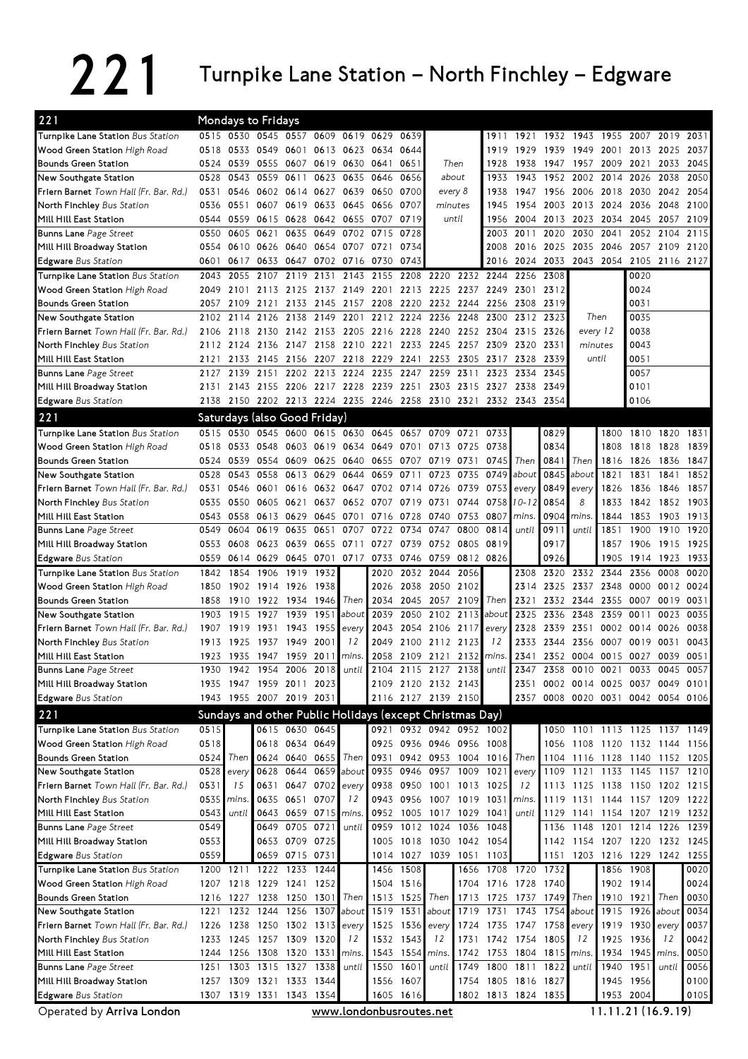# 221 Turnpike Lane Station – North Finchley – Edgware

## 221 Mondays to Fridays

| | | | | | | | | | | | | | | | | | |
|---|---|---|---|---|---|---|---|---|---|---|---|---|---|---|---|---|---|
| **Turnpike Lane Station** *Bus Station* | 0515 | 0530 | 0545 | 0557 | 0609 | 0619 | 0629 | 0639 | | 1911 | 1921 | 1932 | 1943 | 1955 | 2007 | 2019 | 2031 |
| **Wood Green Station** *High Road* | 0518 | 0533 | 0549 | 0601 | 0613 | 0623 | 0634 | 0644 | | 1919 | 1929 | 1939 | 1949 | 2001 | 2013 | 2025 | 2037 |
| **Bounds Green Station** | 0524 | 0539 | 0555 | 0607 | 0619 | 0630 | 0641 | 0651 | Then | 1928 | 1938 | 1947 | 1957 | 2009 | 2021 | 2033 | 2045 |
| **New Southgate Station** | 0528 | 0543 | 0559 | 0611 | 0623 | 0635 | 0646 | 0656 | about | 1933 | 1943 | 1952 | 2002 | 2014 | 2026 | 2038 | 2050 |
| **Friern Barnet** *Town Hall (Fr. Bar. Rd.)* | 0531 | 0546 | 0602 | 0614 | 0627 | 0639 | 0650 | 0700 | every 8 | 1938 | 1947 | 1956 | 2006 | 2018 | 2030 | 2042 | 2054 |
| **North Finchley** *Bus Station* | 0536 | 0551 | 0607 | 0619 | 0633 | 0645 | 0656 | 0707 | minutes | 1945 | 1954 | 2003 | 2013 | 2024 | 2036 | 2048 | 2100 |
| **Mill Hill East Station** | 0544 | 0559 | 0615 | 0628 | 0642 | 0655 | 0707 | 0719 | until | 1956 | 2004 | 2013 | 2023 | 2034 | 2045 | 2057 | 2109 |
| **Bunns Lane** *Page Street* | 0550 | 0605 | 0621 | 0635 | 0649 | 0702 | 0715 | 0728 | | 2003 | 2011 | 2020 | 2030 | 2041 | 2052 | 2104 | 2115 |
| **Mill Hill Broadway Station** | 0554 | 0610 | 0626 | 0640 | 0654 | 0707 | 0721 | 0734 | | 2008 | 2016 | 2025 | 2035 | 2046 | 2057 | 2109 | 2120 |
| **Edgware** *Bus Station* | 0601 | 0617 | 0633 | 0647 | 0702 | 0716 | 0730 | 0743 | | 2016 | 2024 | 2033 | 2043 | 2054 | 2105 | 2116 | 2127 |

| | | | | | | | | | | | | | | | |
|---|---|---|---|---|---|---|---|---|---|---|---|---|---|---|---|
| **Turnpike Lane Station** *Bus Station* | 2043 | 2055 | 2107 | 2119 | 2131 | 2143 | 2155 | 2208 | 2220 | 2232 | 2244 | 2256 | 2308 | | 0020 |
| **Wood Green Station** *High Road* | 2049 | 2101 | 2113 | 2125 | 2137 | 2149 | 2201 | 2213 | 2225 | 2237 | 2249 | 2301 | 2312 | | 0024 |
| **Bounds Green Station** | 2057 | 2109 | 2121 | 2133 | 2145 | 2157 | 2208 | 2220 | 2232 | 2244 | 2256 | 2308 | 2319 | | 0031 |
| **New Southgate Station** | 2102 | 2114 | 2126 | 2138 | 2149 | 2201 | 2212 | 2224 | 2236 | 2248 | 2300 | 2312 | 2323 | Then | 0035 |
| **Friern Barnet** *Town Hall (Fr. Bar. Rd.)* | 2106 | 2118 | 2130 | 2142 | 2153 | 2205 | 2216 | 2228 | 2240 | 2252 | 2304 | 2315 | 2326 | every 12 | 0038 |
| **North Finchley** *Bus Station* | 2112 | 2124 | 2136 | 2147 | 2158 | 2210 | 2221 | 2233 | 2245 | 2257 | 2309 | 2320 | 2331 | minutes | 0043 |
| **Mill Hill East Station** | 2121 | 2133 | 2145 | 2156 | 2207 | 2218 | 2229 | 2241 | 2253 | 2305 | 2317 | 2328 | 2339 | until | 0051 |
| **Bunns Lane** *Page Street* | 2127 | 2139 | 2151 | 2202 | 2213 | 2224 | 2235 | 2247 | 2259 | 2311 | 2323 | 2334 | 2345 | | 0057 |
| **Mill Hill Broadway Station** | 2131 | 2143 | 2155 | 2206 | 2217 | 2228 | 2239 | 2251 | 2303 | 2315 | 2327 | 2338 | 2349 | | 0101 |
| **Edgware** *Bus Station* | 2138 | 2150 | 2202 | 2213 | 2224 | 2235 | 2246 | 2258 | 2310 | 2321 | 2332 | 2343 | 2354 | | 0106 |

## 221 Saturdays (also Good Friday)

| | | | | | | | | | | | | | | | | | | | |
|---|---|---|---|---|---|---|---|---|---|---|---|---|---|---|---|---|---|---|---|
| **Turnpike Lane Station** *Bus Station* | 0515 | 0530 | 0545 | 0600 | 0615 | 0630 | 0645 | 0657 | 0709 | 0721 | 0733 | | 0829 | | 1800 | 1810 | 1820 | 1831 |
| **Wood Green Station** *High Road* | 0518 | 0533 | 0548 | 0603 | 0619 | 0634 | 0649 | 0701 | 0713 | 0725 | 0738 | | 0834 | | 1808 | 1818 | 1828 | 1839 |
| **Bounds Green Station** | 0524 | 0539 | 0554 | 0609 | 0625 | 0640 | 0655 | 0707 | 0719 | 0731 | 0745 | Then | 0841 | Then | 1816 | 1826 | 1836 | 1847 |
| **New Southgate Station** | 0528 | 0543 | 0558 | 0613 | 0629 | 0644 | 0659 | 0711 | 0723 | 0735 | 0749 | about | 0845 | about | 1821 | 1831 | 1841 | 1852 |
| **Friern Barnet** *Town Hall (Fr. Bar. Rd.)* | 0531 | 0546 | 0601 | 0616 | 0632 | 0647 | 0702 | 0714 | 0726 | 0739 | 0753 | every | 0849 | every | 1826 | 1836 | 1846 | 1857 |
| **North Finchley** *Bus Station* | 0535 | 0550 | 0605 | 0621 | 0637 | 0652 | 0707 | 0719 | 0731 | 0744 | 0758 | 10-12 | 0854 | 8 | 1833 | 1842 | 1852 | 1903 |
| **Mill Hill East Station** | 0543 | 0558 | 0613 | 0629 | 0645 | 0701 | 0716 | 0728 | 0740 | 0753 | 0807 | mins. | 0904 | mins. | 1844 | 1853 | 1903 | 1913 |
| **Bunns Lane** *Page Street* | 0549 | 0604 | 0619 | 0635 | 0651 | 0707 | 0722 | 0734 | 0747 | 0800 | 0814 | until | 0911 | until | 1851 | 1900 | 1910 | 1920 |
| **Mill Hill Broadway Station** | 0553 | 0608 | 0623 | 0639 | 0655 | 0711 | 0727 | 0739 | 0752 | 0805 | 0819 | | 0917 | | 1857 | 1906 | 1915 | 1925 |
| **Edgware** *Bus Station* | 0559 | 0614 | 0629 | 0645 | 0701 | 0717 | 0733 | 0746 | 0759 | 0812 | 0826 | | 0926 | | 1905 | 1914 | 1923 | 1933 |

| | | | | | | | | | | | | | | | | | | |
|---|---|---|---|---|---|---|---|---|---|---|---|---|---|---|---|---|---|---|
| **Turnpike Lane Station** *Bus Station* | 1842 | 1854 | 1906 | 1919 | 1932 | | 2020 | 2032 | 2044 | 2056 | | 2308 | 2320 | 2332 | 2344 | 2356 | 0008 | 0020 |
| **Wood Green Station** *High Road* | 1850 | 1902 | 1914 | 1926 | 1938 | | 2026 | 2038 | 2050 | 2102 | | 2314 | 2325 | 2337 | 2348 | 0000 | 0012 | 0024 |
| **Bounds Green Station** | 1858 | 1910 | 1922 | 1934 | 1946 | Then | 2034 | 2045 | 2057 | 2109 | Then | 2321 | 2332 | 2344 | 2355 | 0007 | 0019 | 0031 |
| **New Southgate Station** | 1903 | 1915 | 1927 | 1939 | 1951 | about | 2039 | 2050 | 2102 | 2113 | about | 2325 | 2336 | 2348 | 2359 | 0011 | 0023 | 0035 |
| **Friern Barnet** *Town Hall (Fr. Bar. Rd.)* | 1907 | 1919 | 1931 | 1943 | 1955 | every | 2043 | 2054 | 2106 | 2117 | every | 2328 | 2339 | 2351 | 0002 | 0014 | 0026 | 0038 |
| **North Finchley** *Bus Station* | 1913 | 1925 | 1937 | 1949 | 2001 | 12 | 2049 | 2100 | 2112 | 2123 | 12 | 2333 | 2344 | 2356 | 0007 | 0019 | 0031 | 0043 |
| **Mill Hill East Station** | 1923 | 1935 | 1947 | 1959 | 2011 | mins. | 2058 | 2109 | 2121 | 2132 | mins. | 2341 | 2352 | 0004 | 0015 | 0027 | 0039 | 0051 |
| **Bunns Lane** *Page Street* | 1930 | 1942 | 1954 | 2006 | 2018 | until | 2104 | 2115 | 2127 | 2138 | until | 2347 | 2358 | 0010 | 0021 | 0033 | 0045 | 0057 |
| **Mill Hill Broadway Station** | 1935 | 1947 | 1959 | 2011 | 2023 | | 2109 | 2120 | 2132 | 2143 | | 2351 | 0002 | 0014 | 0025 | 0037 | 0049 | 0101 |
| **Edgware** *Bus Station* | 1943 | 1955 | 2007 | 2019 | 2031 | | 2116 | 2127 | 2139 | 2150 | | 2357 | 0008 | 0020 | 0031 | 0042 | 0054 | 0106 |

## 221 Sundays and other Public Holidays (except Christmas Day)

| | | | | | | | | | | | | | | | | | | |
|---|---|---|---|---|---|---|---|---|---|---|---|---|---|---|---|---|---|---|
| **Turnpike Lane Station** *Bus Station* | 0515 | | 0615 | 0630 | 0645 | | 0921 | 0932 | 0942 | 0952 | 1002 | | 1050 | 1101 | 1113 | 1125 | 1137 | 1149 |
| **Wood Green Station** *High Road* | 0518 | | 0618 | 0634 | 0649 | | 0925 | 0936 | 0946 | 0956 | 1008 | | 1056 | 1108 | 1120 | 1132 | 1144 | 1156 |
| **Bounds Green Station** | 0524 | Then | 0624 | 0640 | 0655 | Then | 0931 | 0942 | 0953 | 1004 | 1016 | Then | 1104 | 1116 | 1128 | 1140 | 1152 | 1205 |
| **New Southgate Station** | 0528 | every | 0628 | 0644 | 0659 | about | 0935 | 0946 | 0957 | 1009 | 1021 | every | 1109 | 1121 | 1133 | 1145 | 1157 | 1210 |
| **Friern Barnet** *Town Hall (Fr. Bar. Rd.)* | 0531 | 15 | 0631 | 0647 | 0702 | every | 0938 | 0950 | 1001 | 1013 | 1025 | 12 | 1113 | 1125 | 1138 | 1150 | 1202 | 1215 |
| **North Finchley** *Bus Station* | 0535 | mins. | 0635 | 0651 | 0707 | 12 | 0943 | 0956 | 1007 | 1019 | 1031 | mins. | 1119 | 1131 | 1144 | 1157 | 1209 | 1222 |
| **Mill Hill East Station** | 0543 | until | 0643 | 0659 | 0715 | mins. | 0952 | 1005 | 1017 | 1029 | 1041 | until | 1129 | 1141 | 1154 | 1207 | 1219 | 1232 |
| **Bunns Lane** *Page Street* | 0549 | | 0649 | 0705 | 0721 | until | 0959 | 1012 | 1024 | 1036 | 1048 | | 1136 | 1148 | 1201 | 1214 | 1226 | 1239 |
| **Mill Hill Broadway Station** | 0553 | | 0653 | 0709 | 0725 | | 1005 | 1018 | 1030 | 1042 | 1054 | | 1142 | 1154 | 1207 | 1220 | 1232 | 1245 |
| **Edgware** *Bus Station* | 0559 | | 0659 | 0715 | 0731 | | 1014 | 1027 | 1039 | 1051 | 1103 | | 1151 | 1203 | 1216 | 1229 | 1242 | 1255 |

| | | | | | | | | | | | | | | | | | | |
|---|---|---|---|---|---|---|---|---|---|---|---|---|---|---|---|---|---|---|
| **Turnpike Lane Station** *Bus Station* | 1200 | 1211 | 1222 | 1233 | 1244 | | 1456 | 1508 | | 1656 | 1708 | 1720 | 1732 | | 1856 | 1908 | | 0020 |
| **Wood Green Station** *High Road* | 1207 | 1218 | 1229 | 1241 | 1252 | | 1504 | 1516 | | 1704 | 1716 | 1728 | 1740 | | 1902 | 1914 | | 0024 |
| **Bounds Green Station** | 1216 | 1227 | 1238 | 1250 | 1301 | Then | 1513 | 1525 | Then | 1713 | 1725 | 1737 | 1749 | Then | 1910 | 1921 | Then | 0030 |
| **New Southgate Station** | 1221 | 1232 | 1244 | 1256 | 1307 | about | 1519 | 1531 | about | 1719 | 1731 | 1743 | 1754 | about | 1915 | 1926 | about | 0034 |
| **Friern Barnet** *Town Hall (Fr. Bar. Rd.)* | 1226 | 1238 | 1250 | 1302 | 1313 | every | 1525 | 1536 | every | 1724 | 1735 | 1747 | 1758 | every | 1919 | 1930 | every | 0037 |
| **North Finchley** *Bus Station* | 1233 | 1245 | 1257 | 1309 | 1320 | 12 | 1532 | 1543 | 12 | 1731 | 1742 | 1754 | 1805 | 12 | 1925 | 1936 | 12 | 0042 |
| **Mill Hill East Station** | 1244 | 1256 | 1308 | 1320 | 1331 | mins. | 1543 | 1554 | mins. | 1742 | 1753 | 1804 | 1815 | mins. | 1934 | 1945 | mins. | 0050 |
| **Bunns Lane** *Page Street* | 1251 | 1303 | 1315 | 1327 | 1338 | until | 1550 | 1601 | until | 1749 | 1800 | 1811 | 1822 | until | 1940 | 1951 | until | 0056 |
| **Mill Hill Broadway Station** | 1257 | 1309 | 1321 | 1333 | 1344 | | 1556 | 1607 | | 1754 | 1805 | 1816 | 1827 | | 1945 | 1956 | | 0100 |
| **Edgware** *Bus Station* | 1307 | 1319 | 1331 | 1343 | 1354 | | 1605 | 1616 | | 1802 | 1813 | 1824 | 1835 | | 1953 | 2004 | | 0105 |

Operated by **Arriva London** www.londonbusroutes.net 11.11.21 (16.9.19)